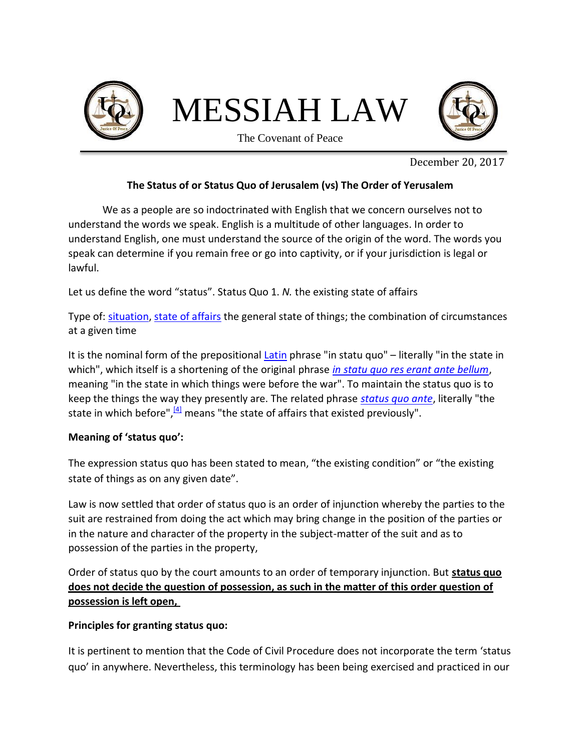# MESSIAH LAW

The Covenant of Peace

December 20, 2017

**The Status of or Status Quo of Jerusalem (vs) The Order of Yerusalem**

We as a people are so indoctrinated with English that we concern ourselves not to understand the words we speak. English is a multitude of other languages. In order to understand English, one must understand the source of the origin of the word. The words you speak can determine if you remain free or go into captivity, or if your jurisdiction is legal or lawful.

Let us define the word "status". Status Quo 1. *N.* the existing state of affairs

Type of: situation, state of affairs the general state of things; the combination of circumstances at a given time

It is the nominal form of the prepositional Latin phrase "in statu quo" – literally "in the state in which", which itself is a shortening of the original phrase *in statu quo res erant ante bellum*, meaning "in the state in which things were before the war". To maintain the status quo is to keep the things the way they presently are. The related phrase *status quo ante*, literally "the state in which before",[4] means "the state of affairs that existed previously".

**Meaning of 'status quo':**

The expression status quo has been stated to mean, "the existing condition" or "the existing state of things as on any given date".

Law is now settled that order of status quo is an order of injunction whereby the parties to the suit are restrained from doing the act which may bring change in the position of the parties or in the nature and character of the property in the subject-matter of the suit and as to possession of the parties in the property,

Order of status quo by the court amounts to an order of temporary injunction. But **status quo does not decide the question of possession, as such in the matter of this order question of possession is left open,**

**Principles for granting status quo:**

It is pertinent to mention that the Code of Civil Procedure does not incorporate the term 'status quo' in anywhere. Nevertheless, this terminology has been being exercised and practiced in our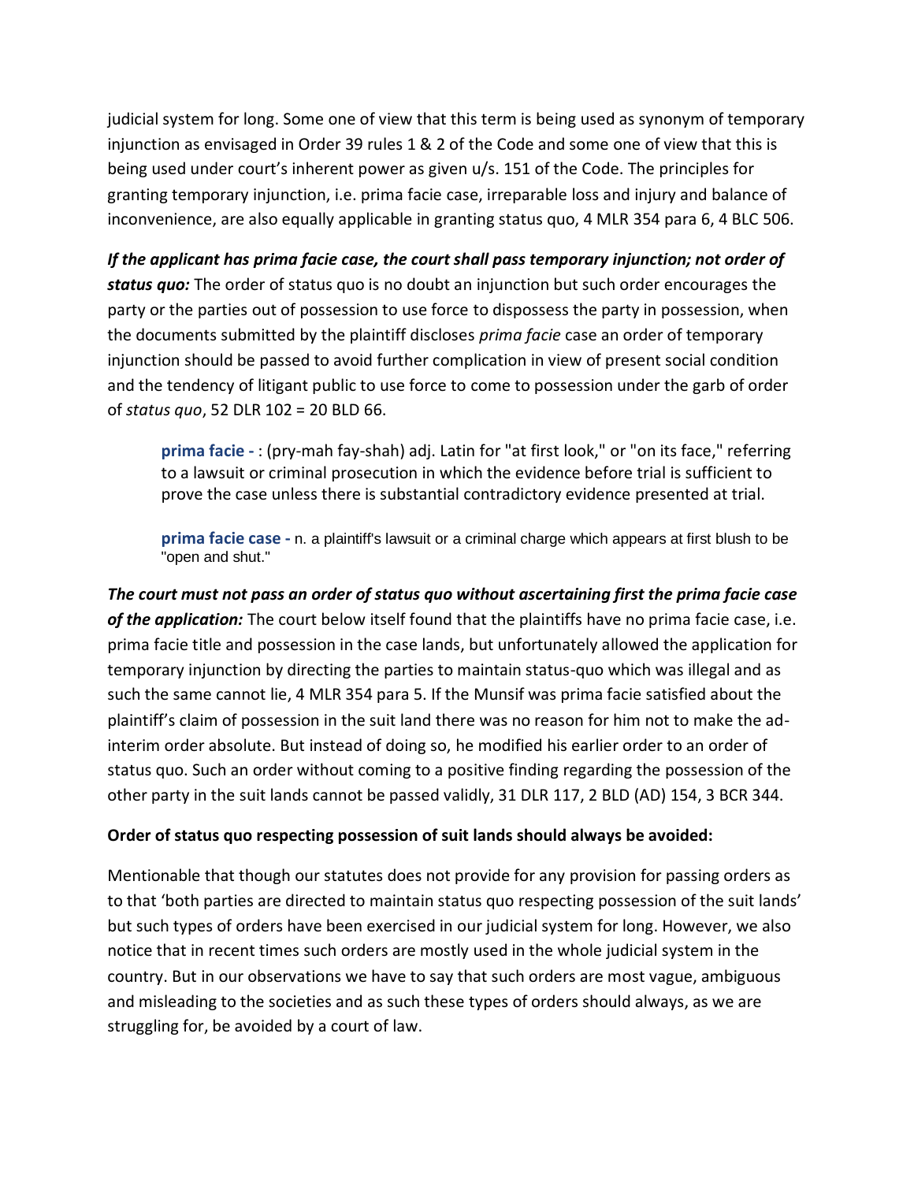judicial system for long. Some one of view that this term is being used as synonym of temporary injunction as envisaged in Order 39 rules 1 & 2 of the Code and some one of view that this is being used under court's inherent power as given u/s. 151 of the Code. The principles for granting temporary injunction, i.e. prima facie case, irreparable loss and injury and balance of inconvenience, are also equally applicable in granting status quo, 4 MLR 354 para 6, 4 BLC 506.

***If the applicant has prima facie case, the court shall pass temporary injunction; not order of status quo:*** The order of status quo is no doubt an injunction but such order encourages the party or the parties out of possession to use force to dispossess the party in possession, when the documents submitted by the plaintiff discloses *prima facie* case an order of temporary injunction should be passed to avoid further complication in view of present social condition and the tendency of litigant public to use force to come to possession under the garb of order of *status quo*, 52 DLR 102 = 20 BLD 66.

> **prima facie -** : (pry-mah fay-shah) adj. Latin for "at first look," or "on its face," referring to a lawsuit or criminal prosecution in which the evidence before trial is sufficient to prove the case unless there is substantial contradictory evidence presented at trial.
>
> **prima facie case -** n. a plaintiff's lawsuit or a criminal charge which appears at first blush to be "open and shut."

***The court must not pass an order of status quo without ascertaining first the prima facie case of the application:*** The court below itself found that the plaintiffs have no prima facie case, i.e. prima facie title and possession in the case lands, but unfortunately allowed the application for temporary injunction by directing the parties to maintain status-quo which was illegal and as such the same cannot lie, 4 MLR 354 para 5. If the Munsif was prima facie satisfied about the plaintiff's claim of possession in the suit land there was no reason for him not to make the ad-interim order absolute. But instead of doing so, he modified his earlier order to an order of status quo. Such an order without coming to a positive finding regarding the possession of the other party in the suit lands cannot be passed validly, 31 DLR 117, 2 BLD (AD) 154, 3 BCR 344.

**Order of status quo respecting possession of suit lands should always be avoided:**

Mentionable that though our statutes does not provide for any provision for passing orders as to that 'both parties are directed to maintain status quo respecting possession of the suit lands' but such types of orders have been exercised in our judicial system for long. However, we also notice that in recent times such orders are mostly used in the whole judicial system in the country. But in our observations we have to say that such orders are most vague, ambiguous and misleading to the societies and as such these types of orders should always, as we are struggling for, be avoided by a court of law.